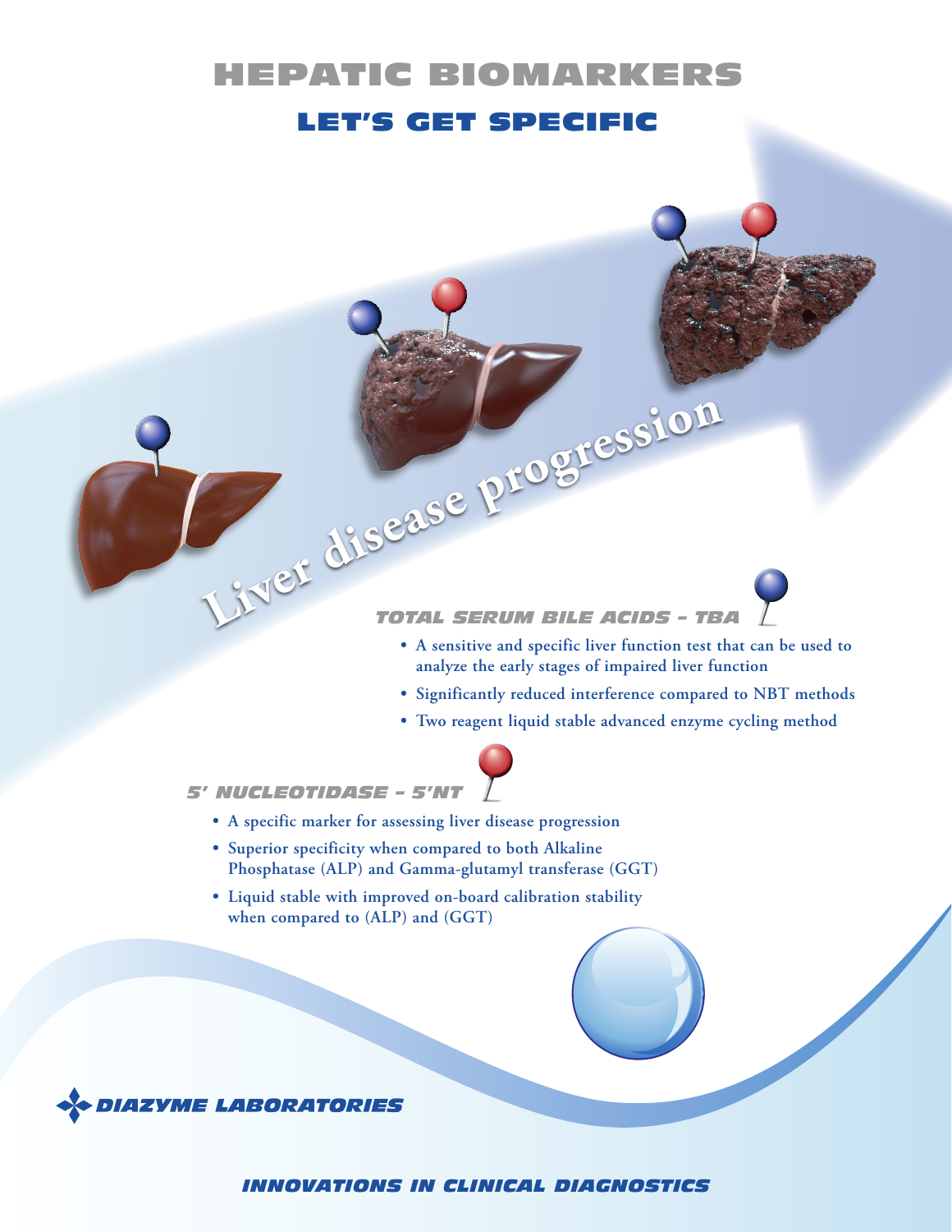# HEPATIC BIOMARKERS

## LET'S GET SPECIFIC

Liver disease progression

### *TOTAL SERUM BILE ACIDS – TBA*

- **A sensitive and specific liver function test that can be used to analyze the early stages of impaired liver function**
- **Significantly reduced interference compared to NBT methods**
- **Two reagent liquid stable advanced enzyme cycling method**

### *5' NUCLEOTIDASE – 5'NT*

- **A specific marker for assessing liver disease progression**
- **Superior specificity when compared to both Alkaline Phosphatase (ALP) and Gamma-glutamyl transferase (GGT)**
- **Liquid stable with improved on-board calibration stability when compared to (ALP) and (GGT)**

***DIAZYME LABORATORIES***

***INNOVATIONS IN CLINICAL DIAGNOSTICS***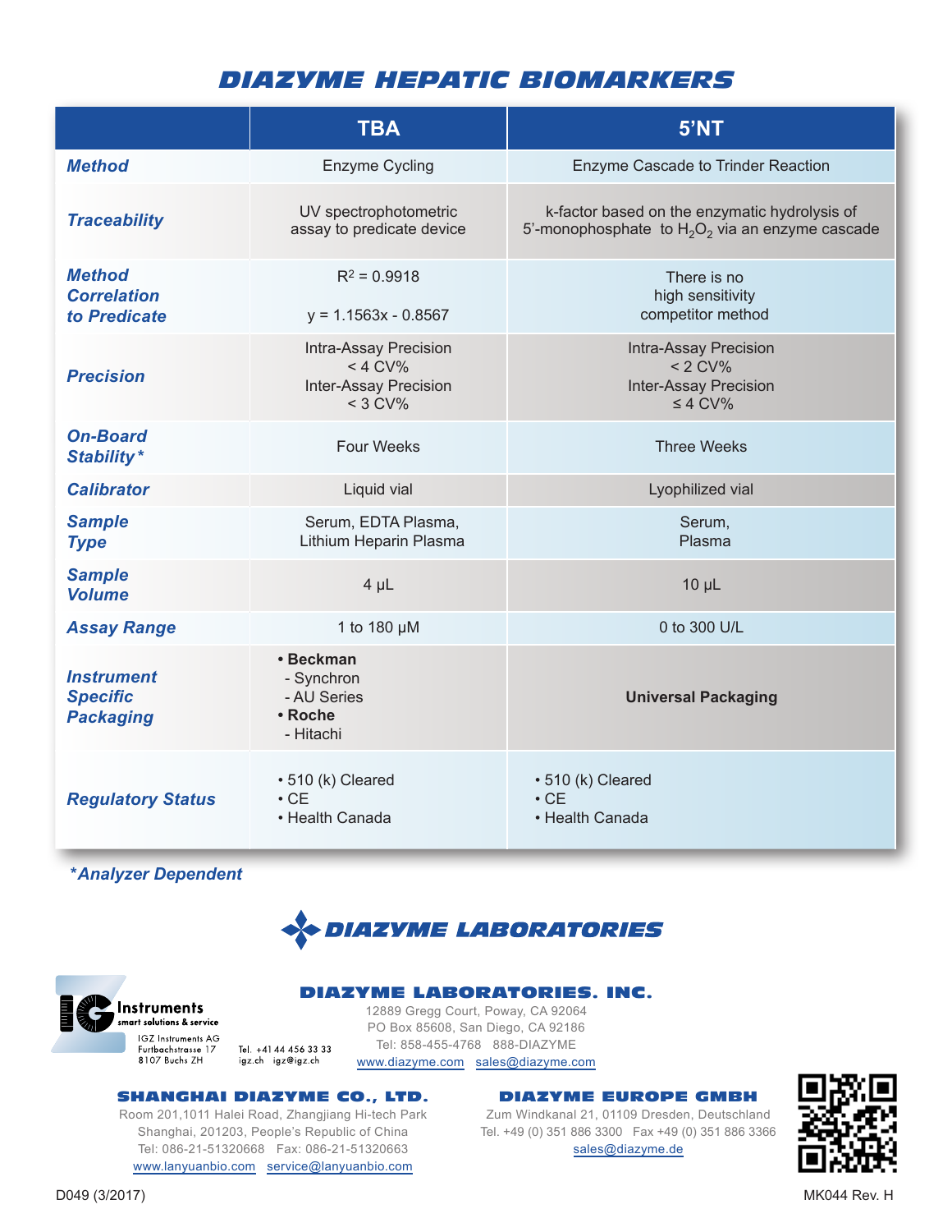# DIAZYME HEPATIC BIOMARKERS

| | TBA | 5'NT |
|---|---|---|
| **Method** | Enzyme Cycling | Enzyme Cascade to Trinder Reaction |
| **Traceability** | UV spectrophotometric assay to predicate device | k-factor based on the enzymatic hydrolysis of 5'-monophosphate to $H_2O_2$ via an enzyme cascade |
| **Method Correlation to Predicate** | $R^2 = 0.9918$<br>$y = 1.1563x - 0.8567$ | There is no high sensitivity competitor method |
| **Precision** | Intra-Assay Precision < 4 CV%<br>Inter-Assay Precision < 3 CV% | Intra-Assay Precision < 2 CV%<br>Inter-Assay Precision ≤ 4 CV% |
| **On-Board Stability*** | Four Weeks | Three Weeks |
| **Calibrator** | Liquid vial | Lyophilized vial |
| **Sample Type** | Serum, EDTA Plasma, Lithium Heparin Plasma | Serum, Plasma |
| **Sample Volume** | 4 µL | 10 µL |
| **Assay Range** | 1 to 180 µM | 0 to 300 U/L |
| **Instrument Specific Packaging** | • **Beckman**<br>- Synchron<br>- AU Series<br>• **Roche**<br>- Hitachi | **Universal Packaging** |
| **Regulatory Status** | • 510 (k) Cleared<br>• CE<br>• Health Canada | • 510 (k) Cleared<br>• CE<br>• Health Canada |

**\*Analyzer Dependent**

## DIAZYME LABORATORIES

IG Instruments smart solutions & service
IGZ Instruments AG
Furtbachstrasse 17
8107 Buchs ZH
Tel. +41 44 456 33 33
igz.ch igz@igz.ch

### DIAZYME LABORATORIES. INC.

12889 Gregg Court, Poway, CA 92064
PO Box 85608, San Diego, CA 92186
Tel: 858-455-4768 888-DIAZYME
www.diazyme.com sales@diazyme.com

### SHANGHAI DIAZYME CO., LTD.

Room 201,1011 Halei Road, Zhangjiang Hi-tech Park
Shanghai, 201203, People's Republic of China
Tel: 086-21-51320668 Fax: 086-21-51320663
www.lanyuanbio.com service@lanyuanbio.com

### DIAZYME EUROPE GMBH

Zum Windkanal 21, 01109 Dresden, Deutschland
Tel. +49 (0) 351 886 3300 Fax +49 (0) 351 886 3366
sales@diazyme.de

D049 (3/2017)

MK044 Rev. H